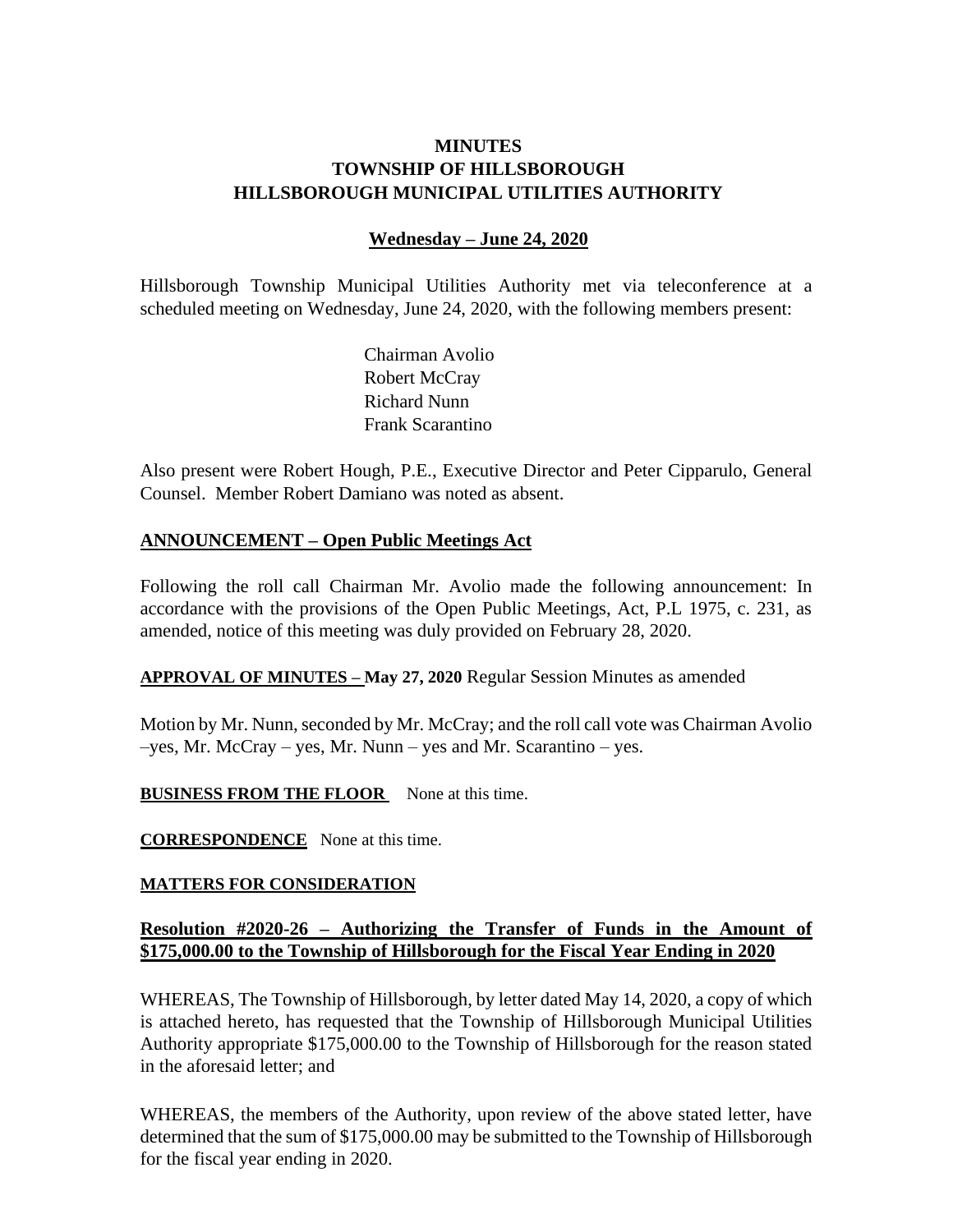# MINUTES
# TOWNSHIP OF HILLSBOROUGH
# HILLSBOROUGH MUNICIPAL UTILITIES AUTHORITY

**Wednesday – June 24, 2020**

Hillsborough Township Municipal Utilities Authority met via teleconference at a scheduled meeting on Wednesday, June 24, 2020, with the following members present:

Chairman Avolio
Robert McCray
Richard Nunn
Frank Scarantino

Also present were Robert Hough, P.E., Executive Director and Peter Cipparulo, General Counsel. Member Robert Damiano was noted as absent.

## ANNOUNCEMENT – Open Public Meetings Act

Following the roll call Chairman Mr. Avolio made the following announcement: In accordance with the provisions of the Open Public Meetings, Act, P.L 1975, c. 231, as amended, notice of this meeting was duly provided on February 28, 2020.

**APPROVAL OF MINUTES – May 27, 2020** Regular Session Minutes as amended

Motion by Mr. Nunn, seconded by Mr. McCray; and the roll call vote was Chairman Avolio –yes, Mr. McCray – yes, Mr. Nunn – yes and Mr. Scarantino – yes.

**BUSINESS FROM THE FLOOR** None at this time.

**CORRESPONDENCE** None at this time.

**MATTERS FOR CONSIDERATION**

**Resolution #2020-26 – Authorizing the Transfer of Funds in the Amount of $175,000.00 to the Township of Hillsborough for the Fiscal Year Ending in 2020**

WHEREAS, The Township of Hillsborough, by letter dated May 14, 2020, a copy of which is attached hereto, has requested that the Township of Hillsborough Municipal Utilities Authority appropriate $175,000.00 to the Township of Hillsborough for the reason stated in the aforesaid letter; and

WHEREAS, the members of the Authority, upon review of the above stated letter, have determined that the sum of $175,000.00 may be submitted to the Township of Hillsborough for the fiscal year ending in 2020.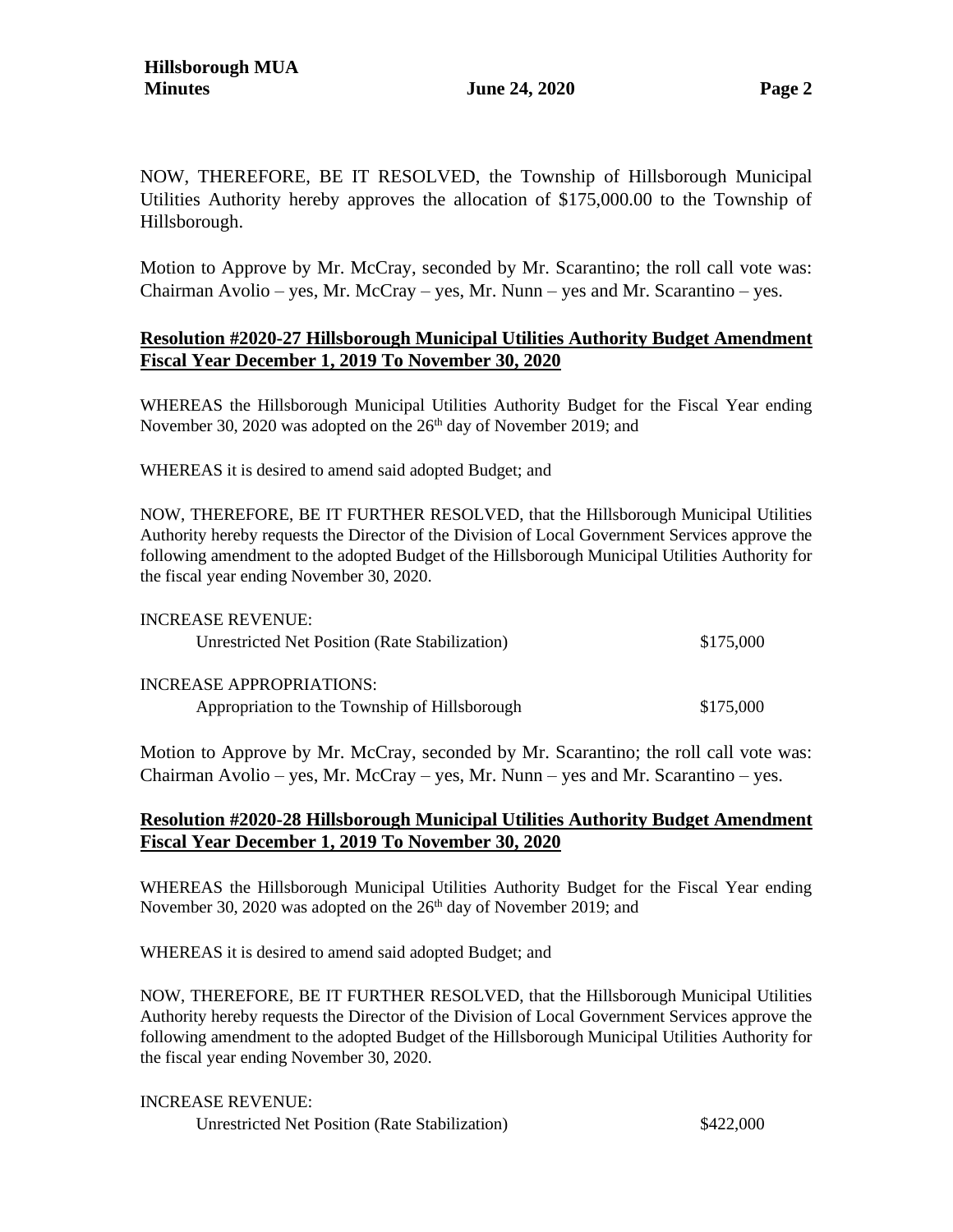NOW, THEREFORE, BE IT RESOLVED, the Township of Hillsborough Municipal Utilities Authority hereby approves the allocation of $175,000.00 to the Township of Hillsborough.

Motion to Approve by Mr. McCray, seconded by Mr. Scarantino; the roll call vote was: Chairman Avolio – yes, Mr. McCray – yes, Mr. Nunn – yes and Mr. Scarantino – yes.

**Resolution #2020-27 Hillsborough Municipal Utilities Authority Budget Amendment Fiscal Year December 1, 2019 To November 30, 2020**

WHEREAS the Hillsborough Municipal Utilities Authority Budget for the Fiscal Year ending November 30, 2020 was adopted on the 26th day of November 2019; and

WHEREAS it is desired to amend said adopted Budget; and

NOW, THEREFORE, BE IT FURTHER RESOLVED, that the Hillsborough Municipal Utilities Authority hereby requests the Director of the Division of Local Government Services approve the following amendment to the adopted Budget of the Hillsborough Municipal Utilities Authority for the fiscal year ending November 30, 2020.

INCREASE REVENUE:
Unrestricted Net Position (Rate Stabilization) $175,000

INCREASE APPROPRIATIONS:
Appropriation to the Township of Hillsborough $175,000

Motion to Approve by Mr. McCray, seconded by Mr. Scarantino; the roll call vote was: Chairman Avolio – yes, Mr. McCray – yes, Mr. Nunn – yes and Mr. Scarantino – yes.

**Resolution #2020-28 Hillsborough Municipal Utilities Authority Budget Amendment Fiscal Year December 1, 2019 To November 30, 2020**

WHEREAS the Hillsborough Municipal Utilities Authority Budget for the Fiscal Year ending November 30, 2020 was adopted on the 26th day of November 2019; and

WHEREAS it is desired to amend said adopted Budget; and

NOW, THEREFORE, BE IT FURTHER RESOLVED, that the Hillsborough Municipal Utilities Authority hereby requests the Director of the Division of Local Government Services approve the following amendment to the adopted Budget of the Hillsborough Municipal Utilities Authority for the fiscal year ending November 30, 2020.

INCREASE REVENUE:
Unrestricted Net Position (Rate Stabilization) $422,000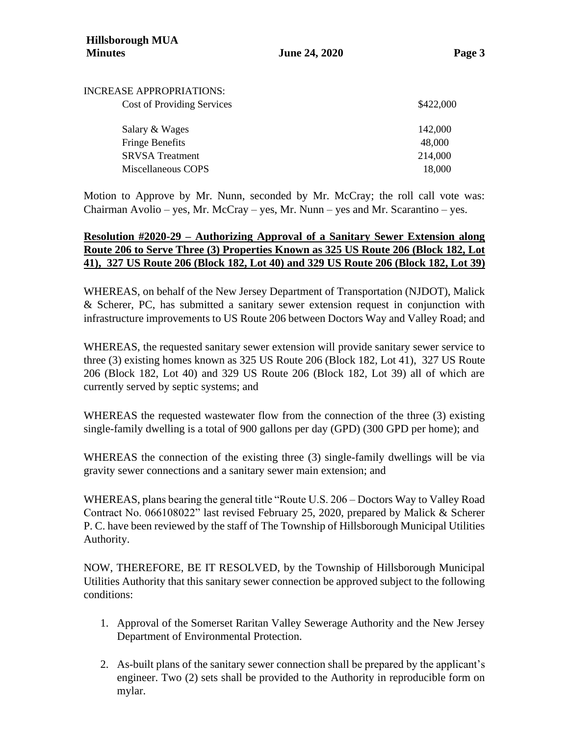INCREASE APPROPRIATIONS:

| | |
|---|---|
| Cost of Providing Services | $422,000 |
| Salary & Wages | 142,000 |
| Fringe Benefits | 48,000 |
| SRVSA Treatment | 214,000 |
| Miscellaneous COPS | 18,000 |

Motion to Approve by Mr. Nunn, seconded by Mr. McCray; the roll call vote was: Chairman Avolio – yes, Mr. McCray – yes, Mr. Nunn – yes and Mr. Scarantino – yes.

**Resolution #2020-29 – Authorizing Approval of a Sanitary Sewer Extension along Route 206 to Serve Three (3) Properties Known as 325 US Route 206 (Block 182, Lot 41), 327 US Route 206 (Block 182, Lot 40) and 329 US Route 206 (Block 182, Lot 39)**

WHEREAS, on behalf of the New Jersey Department of Transportation (NJDOT), Malick & Scherer, PC, has submitted a sanitary sewer extension request in conjunction with infrastructure improvements to US Route 206 between Doctors Way and Valley Road; and

WHEREAS, the requested sanitary sewer extension will provide sanitary sewer service to three (3) existing homes known as 325 US Route 206 (Block 182, Lot 41), 327 US Route 206 (Block 182, Lot 40) and 329 US Route 206 (Block 182, Lot 39) all of which are currently served by septic systems; and

WHEREAS the requested wastewater flow from the connection of the three (3) existing single-family dwelling is a total of 900 gallons per day (GPD) (300 GPD per home); and

WHEREAS the connection of the existing three (3) single-family dwellings will be via gravity sewer connections and a sanitary sewer main extension; and

WHEREAS, plans bearing the general title "Route U.S. 206 – Doctors Way to Valley Road Contract No. 066108022" last revised February 25, 2020, prepared by Malick & Scherer P. C. have been reviewed by the staff of The Township of Hillsborough Municipal Utilities Authority.

NOW, THEREFORE, BE IT RESOLVED, by the Township of Hillsborough Municipal Utilities Authority that this sanitary sewer connection be approved subject to the following conditions:

1. Approval of the Somerset Raritan Valley Sewerage Authority and the New Jersey Department of Environmental Protection.
2. As-built plans of the sanitary sewer connection shall be prepared by the applicant's engineer. Two (2) sets shall be provided to the Authority in reproducible form on mylar.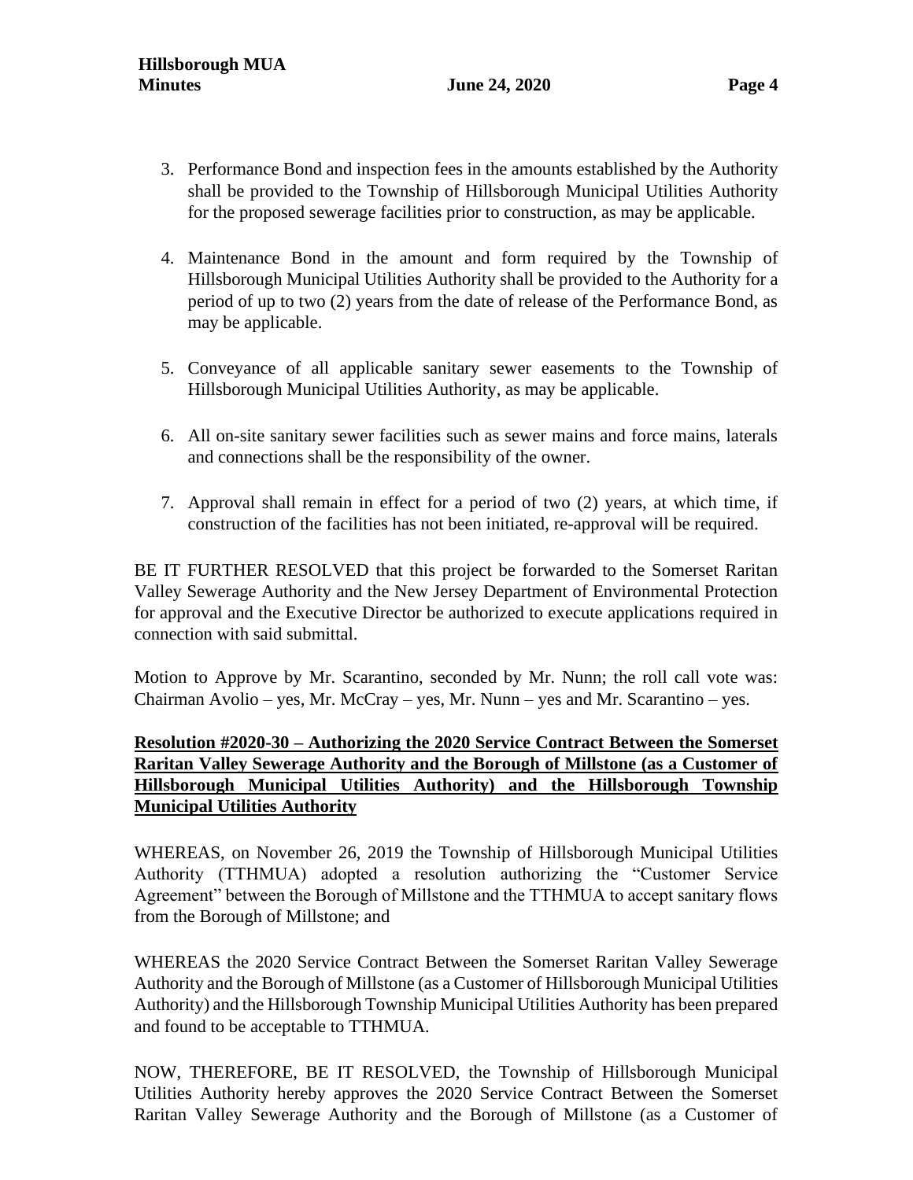3. Performance Bond and inspection fees in the amounts established by the Authority shall be provided to the Township of Hillsborough Municipal Utilities Authority for the proposed sewerage facilities prior to construction, as may be applicable.

4. Maintenance Bond in the amount and form required by the Township of Hillsborough Municipal Utilities Authority shall be provided to the Authority for a period of up to two (2) years from the date of release of the Performance Bond, as may be applicable.

5. Conveyance of all applicable sanitary sewer easements to the Township of Hillsborough Municipal Utilities Authority, as may be applicable.

6. All on-site sanitary sewer facilities such as sewer mains and force mains, laterals and connections shall be the responsibility of the owner.

7. Approval shall remain in effect for a period of two (2) years, at which time, if construction of the facilities has not been initiated, re-approval will be required.

BE IT FURTHER RESOLVED that this project be forwarded to the Somerset Raritan Valley Sewerage Authority and the New Jersey Department of Environmental Protection for approval and the Executive Director be authorized to execute applications required in connection with said submittal.

Motion to Approve by Mr. Scarantino, seconded by Mr. Nunn; the roll call vote was: Chairman Avolio – yes, Mr. McCray – yes, Mr. Nunn – yes and Mr. Scarantino – yes.

**Resolution #2020-30 – Authorizing the 2020 Service Contract Between the Somerset Raritan Valley Sewerage Authority and the Borough of Millstone (as a Customer of Hillsborough Municipal Utilities Authority) and the Hillsborough Township Municipal Utilities Authority**

WHEREAS, on November 26, 2019 the Township of Hillsborough Municipal Utilities Authority (TTHMUA) adopted a resolution authorizing the "Customer Service Agreement" between the Borough of Millstone and the TTHMUA to accept sanitary flows from the Borough of Millstone; and

WHEREAS the 2020 Service Contract Between the Somerset Raritan Valley Sewerage Authority and the Borough of Millstone (as a Customer of Hillsborough Municipal Utilities Authority) and the Hillsborough Township Municipal Utilities Authority has been prepared and found to be acceptable to TTHMUA.

NOW, THEREFORE, BE IT RESOLVED, the Township of Hillsborough Municipal Utilities Authority hereby approves the 2020 Service Contract Between the Somerset Raritan Valley Sewerage Authority and the Borough of Millstone (as a Customer of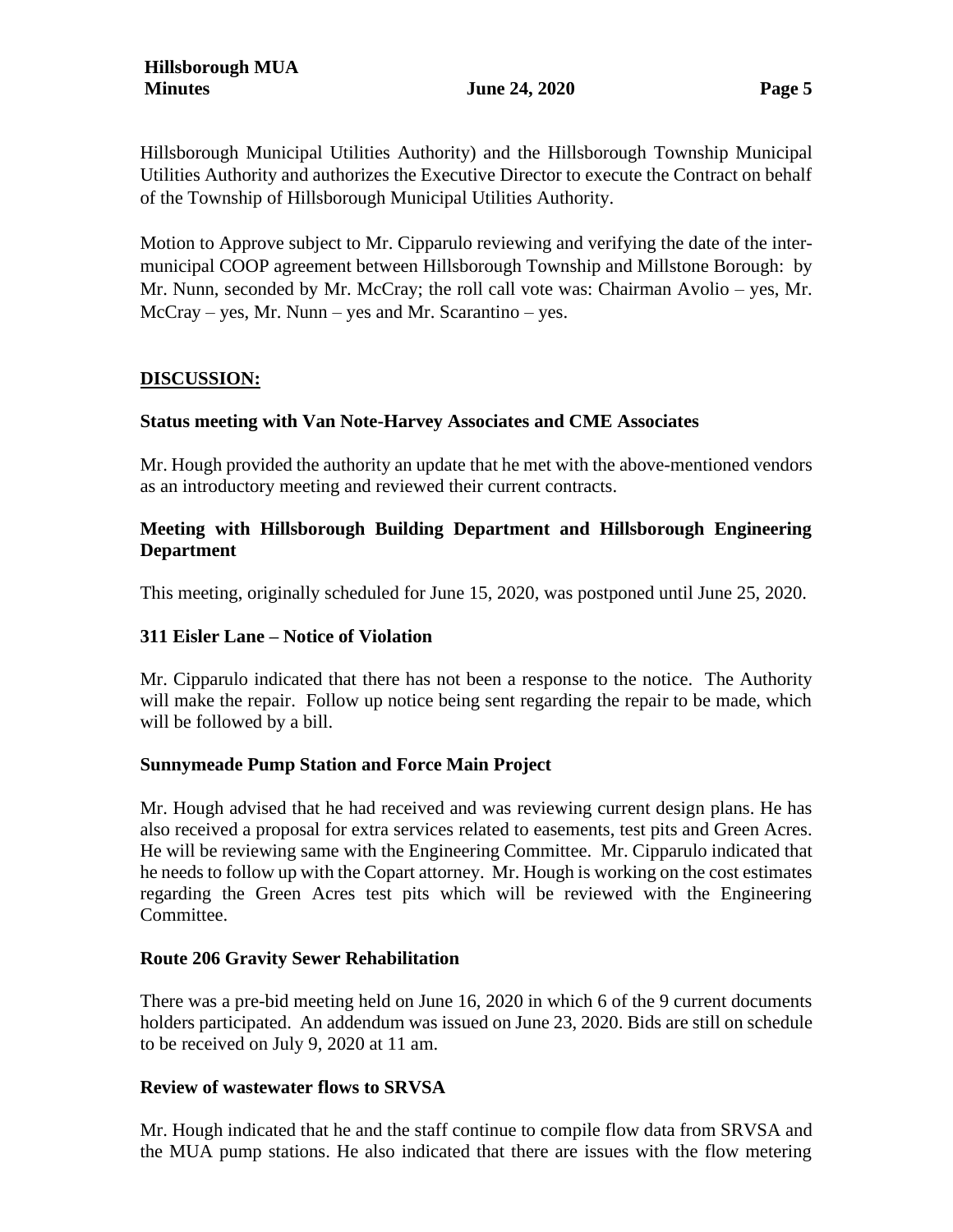Hillsborough Municipal Utilities Authority) and the Hillsborough Township Municipal Utilities Authority and authorizes the Executive Director to execute the Contract on behalf of the Township of Hillsborough Municipal Utilities Authority.

Motion to Approve subject to Mr. Cipparulo reviewing and verifying the date of the inter-municipal COOP agreement between Hillsborough Township and Millstone Borough: by Mr. Nunn, seconded by Mr. McCray; the roll call vote was: Chairman Avolio – yes, Mr. McCray – yes, Mr. Nunn – yes and Mr. Scarantino – yes.

## DISCUSSION:

### Status meeting with Van Note-Harvey Associates and CME Associates

Mr. Hough provided the authority an update that he met with the above-mentioned vendors as an introductory meeting and reviewed their current contracts.

### Meeting with Hillsborough Building Department and Hillsborough Engineering Department

This meeting, originally scheduled for June 15, 2020, was postponed until June 25, 2020.

### 311 Eisler Lane – Notice of Violation

Mr. Cipparulo indicated that there has not been a response to the notice. The Authority will make the repair. Follow up notice being sent regarding the repair to be made, which will be followed by a bill.

### Sunnymeade Pump Station and Force Main Project

Mr. Hough advised that he had received and was reviewing current design plans. He has also received a proposal for extra services related to easements, test pits and Green Acres. He will be reviewing same with the Engineering Committee. Mr. Cipparulo indicated that he needs to follow up with the Copart attorney. Mr. Hough is working on the cost estimates regarding the Green Acres test pits which will be reviewed with the Engineering Committee.

### Route 206 Gravity Sewer Rehabilitation

There was a pre-bid meeting held on June 16, 2020 in which 6 of the 9 current documents holders participated. An addendum was issued on June 23, 2020. Bids are still on schedule to be received on July 9, 2020 at 11 am.

### Review of wastewater flows to SRVSA

Mr. Hough indicated that he and the staff continue to compile flow data from SRVSA and the MUA pump stations. He also indicated that there are issues with the flow metering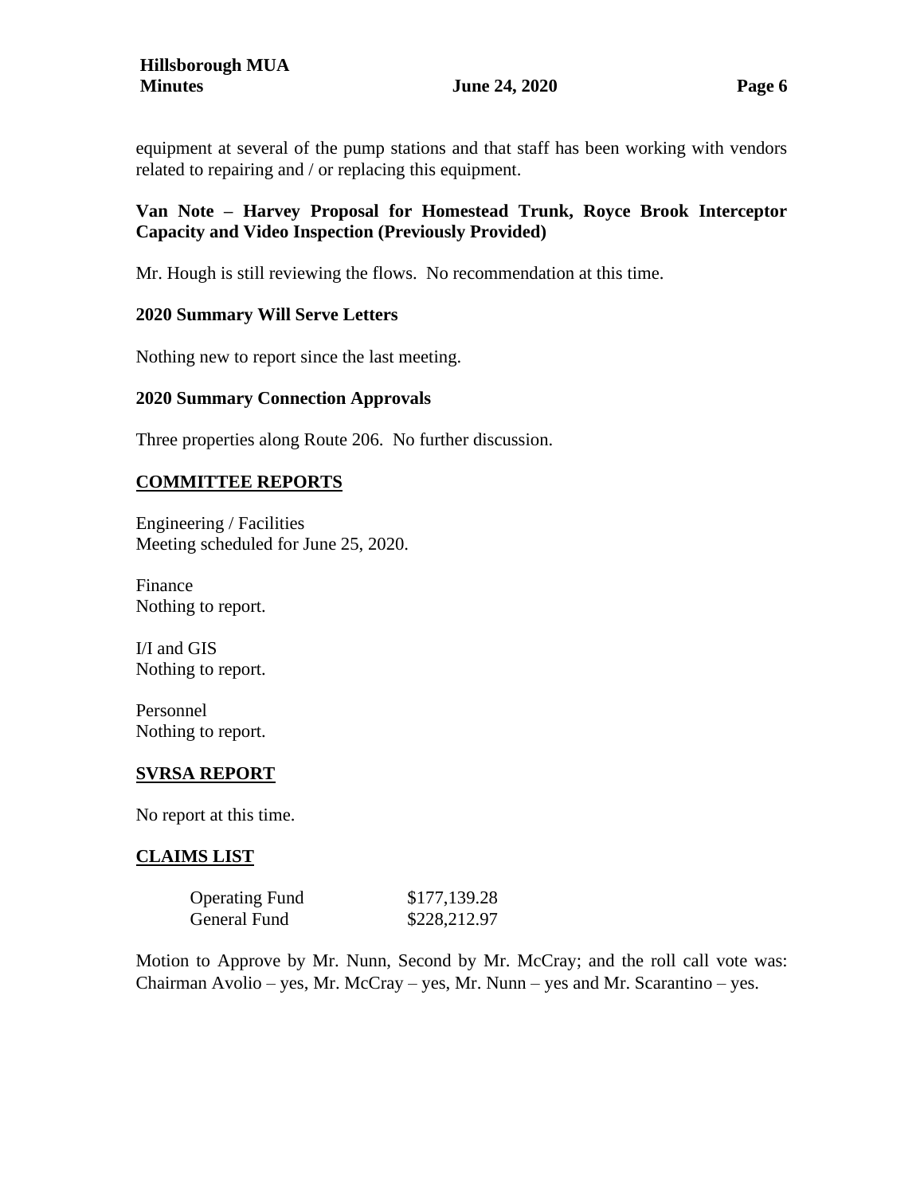equipment at several of the pump stations and that staff has been working with vendors related to repairing and / or replacing this equipment.

**Van Note – Harvey Proposal for Homestead Trunk, Royce Brook Interceptor Capacity and Video Inspection (Previously Provided)**

Mr. Hough is still reviewing the flows. No recommendation at this time.

**2020 Summary Will Serve Letters**

Nothing new to report since the last meeting.

**2020 Summary Connection Approvals**

Three properties along Route 206. No further discussion.

## COMMITTEE REPORTS

Engineering / Facilities
Meeting scheduled for June 25, 2020.

Finance
Nothing to report.

I/I and GIS
Nothing to report.

Personnel
Nothing to report.

## SVRSA REPORT

No report at this time.

## CLAIMS LIST

| | |
|---|---|
| Operating Fund | \$177,139.28 |
| General Fund | \$228,212.97 |

Motion to Approve by Mr. Nunn, Second by Mr. McCray; and the roll call vote was: Chairman Avolio – yes, Mr. McCray – yes, Mr. Nunn – yes and Mr. Scarantino – yes.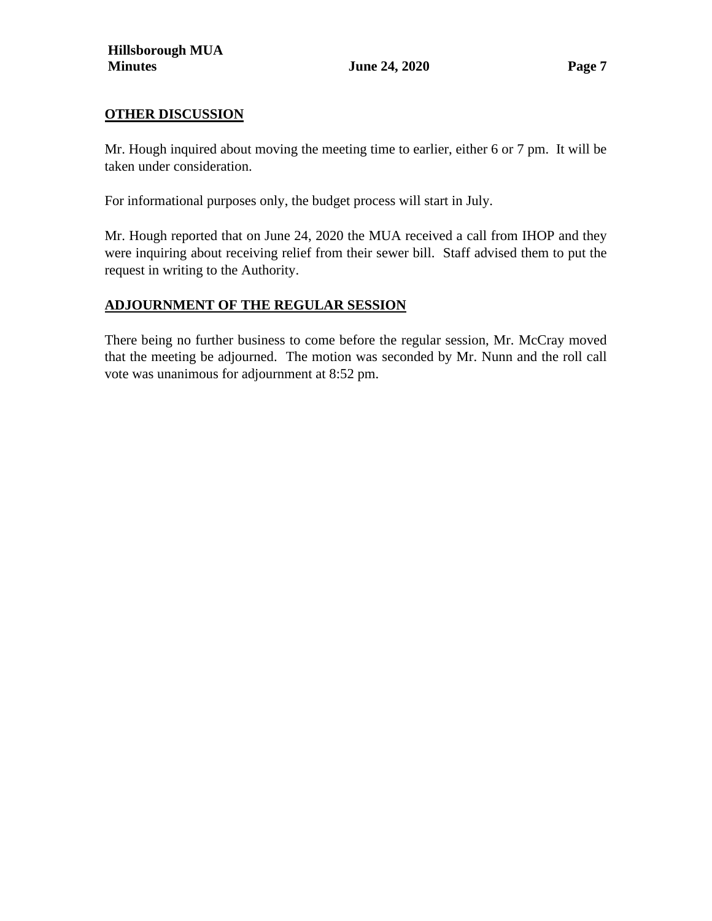## OTHER DISCUSSION

Mr. Hough inquired about moving the meeting time to earlier, either 6 or 7 pm. It will be taken under consideration.

For informational purposes only, the budget process will start in July.

Mr. Hough reported that on June 24, 2020 the MUA received a call from IHOP and they were inquiring about receiving relief from their sewer bill. Staff advised them to put the request in writing to the Authority.

## ADJOURNMENT OF THE REGULAR SESSION

There being no further business to come before the regular session, Mr. McCray moved that the meeting be adjourned. The motion was seconded by Mr. Nunn and the roll call vote was unanimous for adjournment at 8:52 pm.